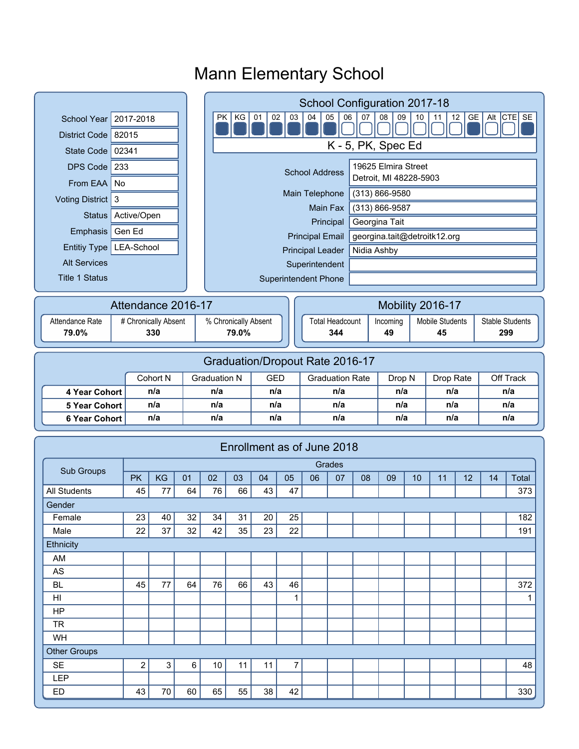# Mann Elementary School

| | |
|---|---|
| School Year | 2017-2018 |
| District Code | 82015 |
| State Code | 02341 |
| DPS Code | 233 |
| From EAA | No |
| Voting District | 3 |
| Status | Active/Open |
| Emphasis | Gen Ed |
| Entitiy Type | LEA-School |
| Alt Services | |
| Title 1 Status | |

## School Configuration 2017-18

| PK | KG | 01 | 02 | 03 | 04 | 05 | 06 | 07 | 08 | 09 | 10 | 11 | 12 | GE | Alt | CTE | SE |
|---|---|---|---|---|---|---|---|---|---|---|---|---|---|---|---|---|---|
| ■ | ■ | ■ | ■ | ■ | ■ | ■ | □ | □ | □ | □ | □ | □ | □ | ■ | □ | □ | ■ |

K - 5, PK, Spec Ed

| | |
|---|---|
| School Address | 19625 Elmira Street<br>Detroit, MI 48228-5903 |
| Main Telephone | (313) 866-9580 |
| Main Fax | (313) 866-9587 |
| Principal | Georgina Tait |
| Principal Email | georgina.tait@detroitk12.org |
| Principal Leader | Nidia Ashby |
| Superintendent | |
| Superintendent Phone | |

## Attendance 2016-17

| Attendance Rate | # Chronically Absent | % Chronically Absent |
|---|---|---|
| 79.0% | 330 | 79.0% |

## Mobility 2016-17

| Total Headcount | Incoming | Mobile Students | Stable Students |
|---|---|---|---|
| 344 | 49 | 45 | 299 |

## Graduation/Dropout Rate 2016-17

| | Cohort N | Graduation N | GED | Graduation Rate | Drop N | Drop Rate | Off Track |
|---|---|---|---|---|---|---|---|
| **4 Year Cohort** | n/a | n/a | n/a | n/a | n/a | n/a | n/a |
| **5 Year Cohort** | n/a | n/a | n/a | n/a | n/a | n/a | n/a |
| **6 Year Cohort** | n/a | n/a | n/a | n/a | n/a | n/a | n/a |

## Enrollment as of June 2018

| Sub Groups | Grades | | | | | | | | | | | | | | |
|---|---|---|---|---|---|---|---|---|---|---|---|---|---|---|---|
| | PK | KG | 01 | 02 | 03 | 04 | 05 | 06 | 07 | 08 | 09 | 10 | 11 | 12 | 14 | Total |
| All Students | 45 | 77 | 64 | 76 | 66 | 43 | 47 | | | | | | | | | 373 |
| Gender | | | | | | | | | | | | | | | | |
| Female | 23 | 40 | 32 | 34 | 31 | 20 | 25 | | | | | | | | | 182 |
| Male | 22 | 37 | 32 | 42 | 35 | 23 | 22 | | | | | | | | | 191 |
| Ethnicity | | | | | | | | | | | | | | | | |
| AM | | | | | | | | | | | | | | | | |
| AS | | | | | | | | | | | | | | | | |
| BL | 45 | 77 | 64 | 76 | 66 | 43 | 46 | | | | | | | | | 372 |
| HI | | | | | | | 1 | | | | | | | | | 1 |
| HP | | | | | | | | | | | | | | | | |
| TR | | | | | | | | | | | | | | | | |
| WH | | | | | | | | | | | | | | | | |
| Other Groups | | | | | | | | | | | | | | | | |
| SE | 2 | 3 | 6 | 10 | 11 | 11 | 7 | | | | | | | | | 48 |
| LEP | | | | | | | | | | | | | | | | |
| ED | 43 | 70 | 60 | 65 | 55 | 38 | 42 | | | | | | | | | 330 |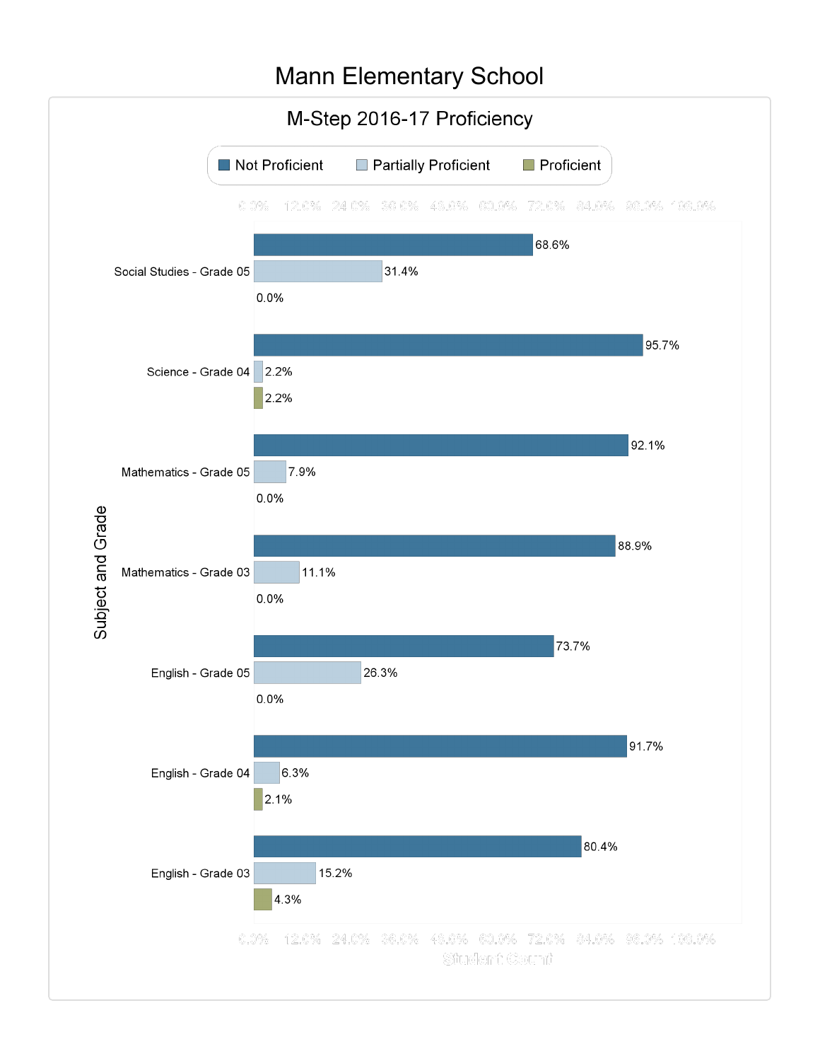# Mann Elementary School

## M-Step 2016-17 Proficiency

Not Proficient
Partially Proficient
Proficient

0.0% 12.0% 24.0% 36.0% 48.0% 60.0% 72.0% 84.0% 96.0% 108.0%

Subject and Grade

Social Studies - Grade 05
68.6%
31.4%
0.0%

Science - Grade 04
95.7%
2.2%
2.2%

Mathematics - Grade 05
92.1%
7.9%
0.0%

Mathematics - Grade 03
88.9%
11.1%
0.0%

English - Grade 05
73.7%
26.3%
0.0%

English - Grade 04
91.7%
6.3%
2.1%

English - Grade 03
80.4%
15.2%
4.3%

0.0% 12.0% 24.0% 36.0% 48.0% 60.0% 72.0% 84.0% 96.0% 108.0%

Student Count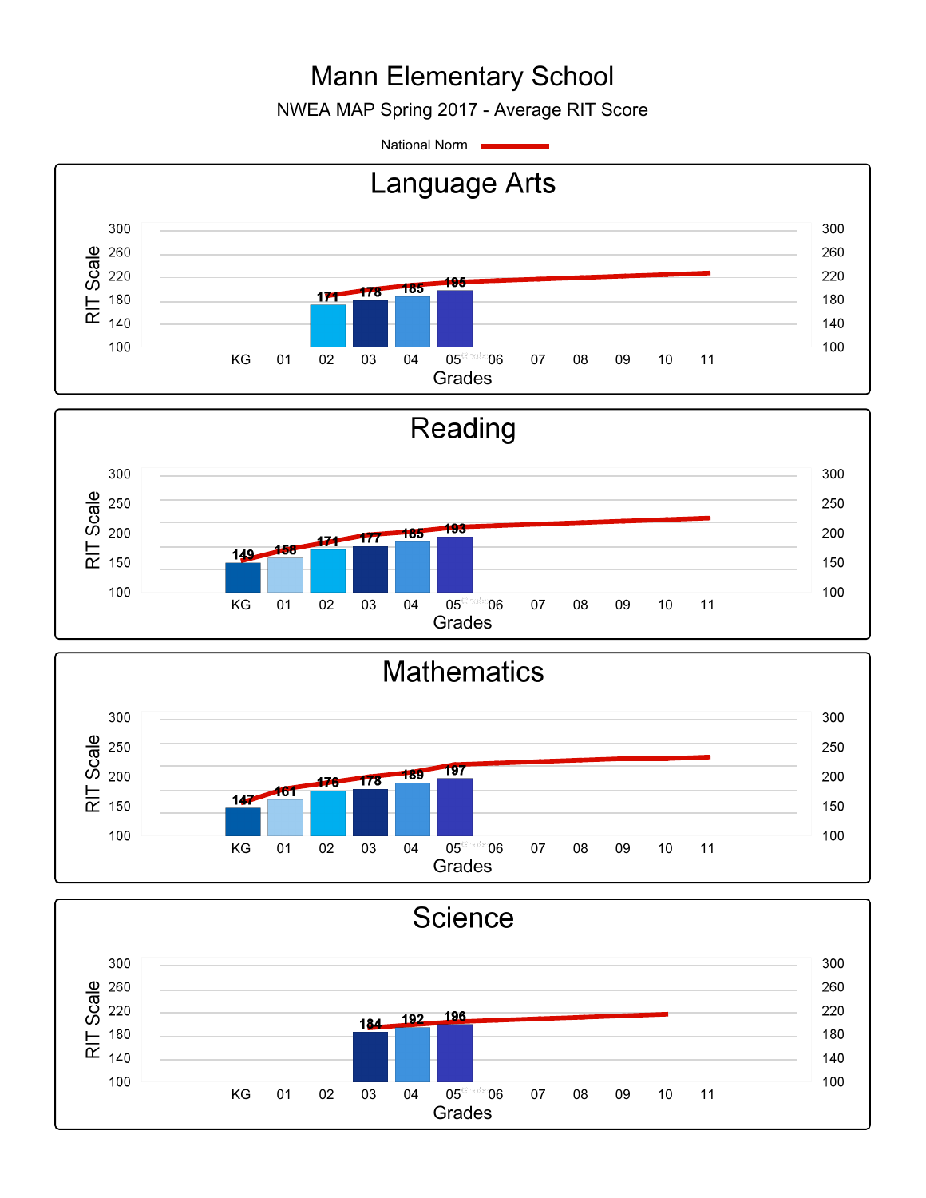# Mann Elementary School

NWEA MAP Spring 2017 - Average RIT Score

National Norm

## Language Arts

RIT Scale

300
260
220
180
140
100

171
178
185
195

KG 01 02 03 04 05 06 07 08 09 10 11

Grades

## Reading

RIT Scale

300
250
200
150
100

149
158
171
177
185
193

KG 01 02 03 04 05 06 07 08 09 10 11

Grades

## Mathematics

RIT Scale

300
250
200
150
100

147
161
176
178
189
197

KG 01 02 03 04 05 06 07 08 09 10 11

Grades

## Science

RIT Scale

300
260
220
180
140
100

184
192
196

KG 01 02 03 04 05 06 07 08 09 10 11

Grades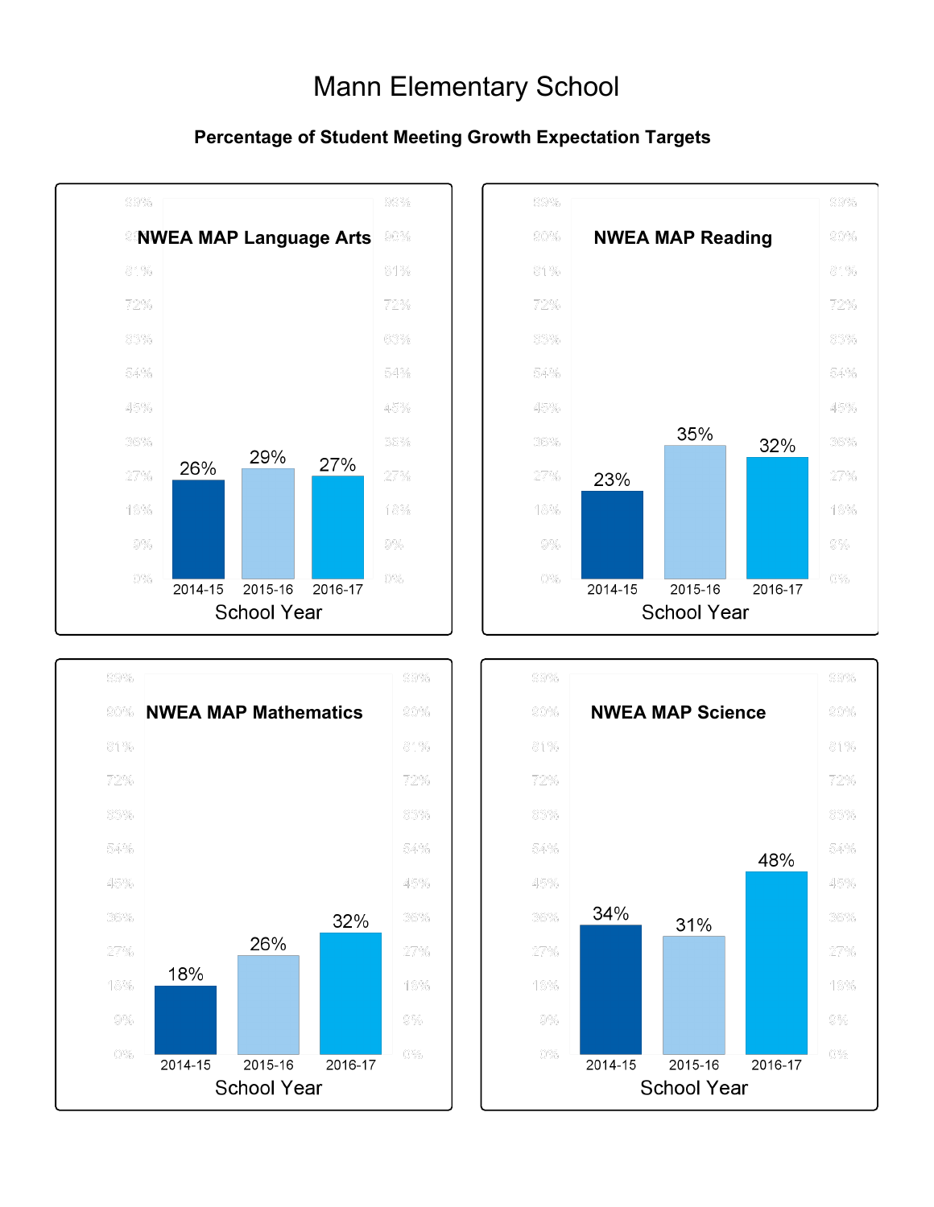# Mann Elementary School

**Percentage of Student Meeting Growth Expectation Targets**

**NWEA MAP Language Arts**

26%
29%
27%

2014-15
2015-16
2016-17

School Year

**NWEA MAP Reading**

23%
35%
32%

2014-15
2015-16
2016-17

School Year

**NWEA MAP Mathematics**

18%
26%
32%

2014-15
2015-16
2016-17

School Year

**NWEA MAP Science**

34%
31%
48%

2014-15
2015-16
2016-17

School Year